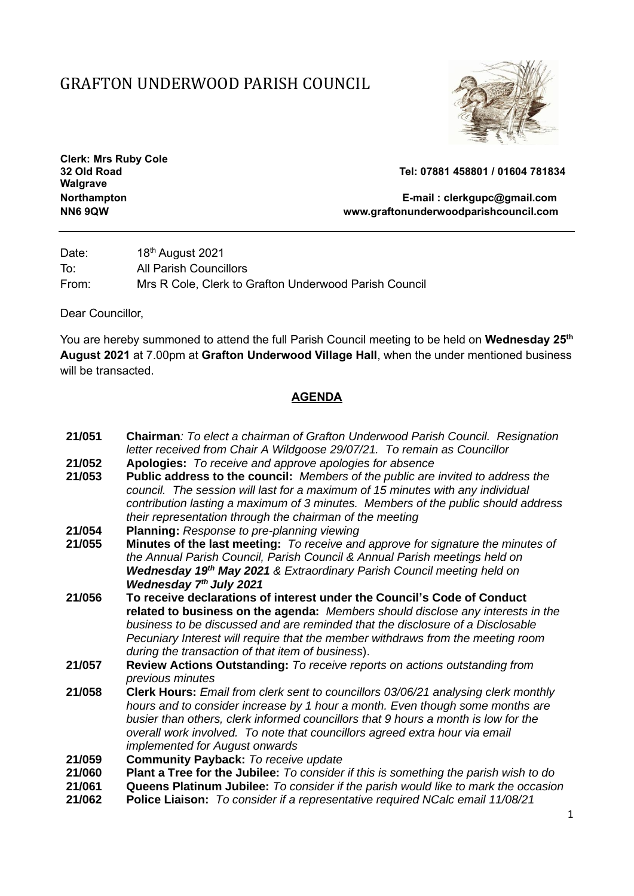# GRAFTON UNDERWOOD PARISH COUNCIL

**Clerk: Mrs Ruby Cole**
**32 Old Road** **Tel: 07881 458801 / 01604 781834**
**Walgrave**
**Northampton** **E-mail : clerkgupc@gmail.com**
**NN6 9QW** **www.graftonunderwoodparishcouncil.com**

Date: 18th August 2021
To: All Parish Councillors
From: Mrs R Cole, Clerk to Grafton Underwood Parish Council

Dear Councillor,

You are hereby summoned to attend the full Parish Council meeting to be held on **Wednesday 25th August 2021** at 7.00pm at **Grafton Underwood Village Hall**, when the under mentioned business will be transacted.

## AGENDA

**21/051** **Chairman**: *To elect a chairman of Grafton Underwood Parish Council. Resignation letter received from Chair A Wildgoose 29/07/21. To remain as Councillor*

**21/052** **Apologies:** *To receive and approve apologies for absence*

**21/053** **Public address to the council:** *Members of the public are invited to address the council. The session will last for a maximum of 15 minutes with any individual contribution lasting a maximum of 3 minutes. Members of the public should address their representation through the chairman of the meeting*

**21/054** **Planning:** *Response to pre-planning viewing*

**21/055** **Minutes of the last meeting:** *To receive and approve for signature the minutes of the Annual Parish Council, Parish Council & Annual Parish meetings held on* ***Wednesday 19th May 2021*** *& Extraordinary Parish Council meeting held on* ***Wednesday 7th July 2021***

**21/056** **To receive declarations of interest under the Council's Code of Conduct related to business on the agenda:** *Members should disclose any interests in the business to be discussed and are reminded that the disclosure of a Disclosable Pecuniary Interest will require that the member withdraws from the meeting room during the transaction of that item of business*).

**21/057** **Review Actions Outstanding:** *To receive reports on actions outstanding from previous minutes*

**21/058** **Clerk Hours:** *Email from clerk sent to councillors 03/06/21 analysing clerk monthly hours and to consider increase by 1 hour a month. Even though some months are busier than others, clerk informed councillors that 9 hours a month is low for the overall work involved. To note that councillors agreed extra hour via email implemented for August onwards*

**21/059** **Community Payback:** *To receive update*

**21/060** **Plant a Tree for the Jubilee:** *To consider if this is something the parish wish to do*

**21/061** **Queens Platinum Jubilee:** *To consider if the parish would like to mark the occasion*

**21/062** **Police Liaison:** *To consider if a representative required NCalc email 11/08/21*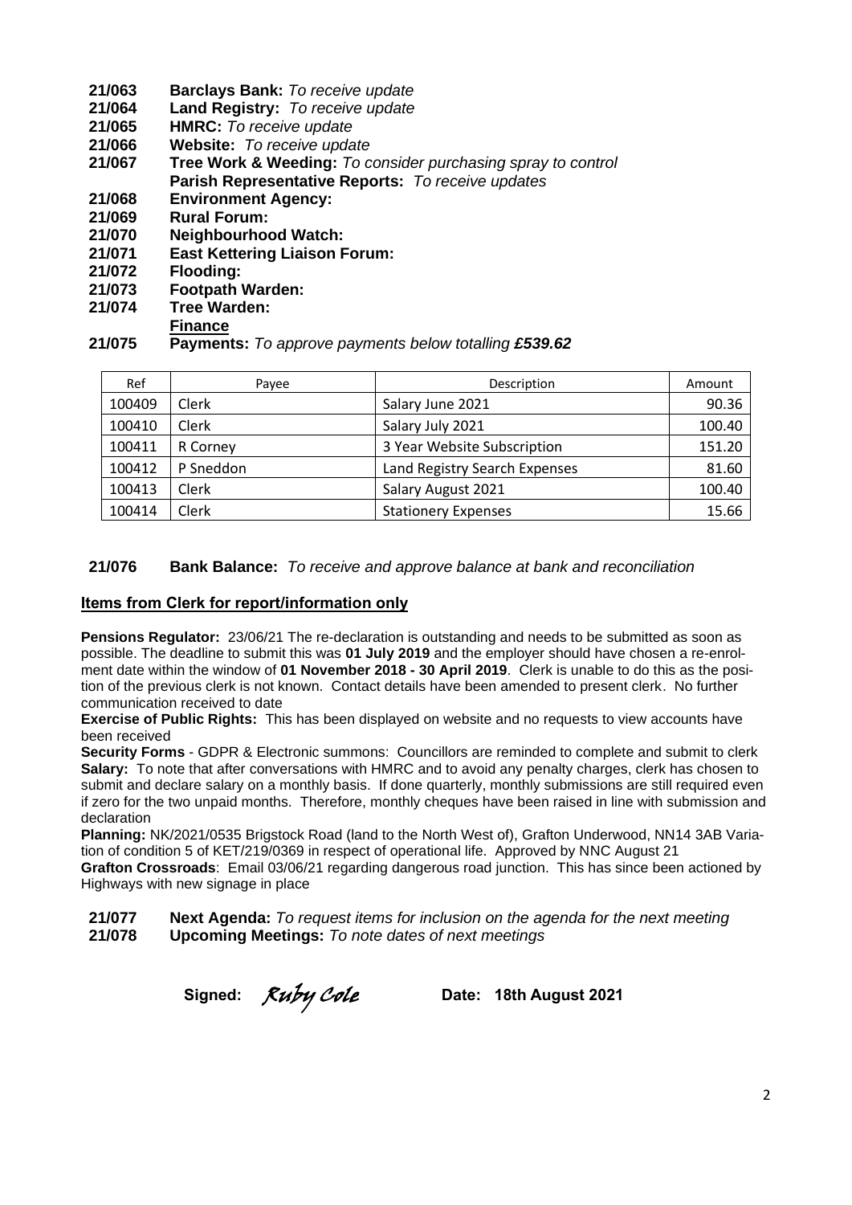**21/063 Barclays Bank:** *To receive update*
**21/064 Land Registry:** *To receive update*
**21/065 HMRC:** *To receive update*
**21/066 Website:** *To receive update*
**21/067 Tree Work & Weeding:** *To consider purchasing spray to control*
**Parish Representative Reports:** *To receive updates*
**21/068 Environment Agency:**
**21/069 Rural Forum:**
**21/070 Neighbourhood Watch:**
**21/071 East Kettering Liaison Forum:**
**21/072 Flooding:**
**21/073 Footpath Warden:**
**21/074 Tree Warden:**

**Finance**

**21/075 Payments:** *To approve payments below totalling **£539.62***

| Ref | Payee | Description | Amount |
|---|---|---|---|
| 100409 | Clerk | Salary June 2021 | 90.36 |
| 100410 | Clerk | Salary July 2021 | 100.40 |
| 100411 | R Corney | 3 Year Website Subscription | 151.20 |
| 100412 | P Sneddon | Land Registry Search Expenses | 81.60 |
| 100413 | Clerk | Salary August 2021 | 100.40 |
| 100414 | Clerk | Stationery Expenses | 15.66 |

**21/076 Bank Balance:** *To receive and approve balance at bank and reconciliation*

## Items from Clerk for report/information only

**Pensions Regulator:** 23/06/21 The re-declaration is outstanding and needs to be submitted as soon as possible. The deadline to submit this was **01 July 2019** and the employer should have chosen a re-enrolment date within the window of **01 November 2018 - 30 April 2019**. Clerk is unable to do this as the position of the previous clerk is not known. Contact details have been amended to present clerk. No further communication received to date

**Exercise of Public Rights:** This has been displayed on website and no requests to view accounts have been received

**Security Forms** - GDPR & Electronic summons: Councillors are reminded to complete and submit to clerk

**Salary:** To note that after conversations with HMRC and to avoid any penalty charges, clerk has chosen to submit and declare salary on a monthly basis. If done quarterly, monthly submissions are still required even if zero for the two unpaid months. Therefore, monthly cheques have been raised in line with submission and declaration

**Planning:** NK/2021/0535 Brigstock Road (land to the North West of), Grafton Underwood, NN14 3AB Variation of condition 5 of KET/219/0369 in respect of operational life. Approved by NNC August 21

**Grafton Crossroads**: Email 03/06/21 regarding dangerous road junction. This has since been actioned by Highways with new signage in place

**21/077 Next Agenda:** *To request items for inclusion on the agenda for the next meeting*
**21/078 Upcoming Meetings:** *To note dates of next meetings*

**Signed:** *Ruby Cole* **Date: 18th August 2021**